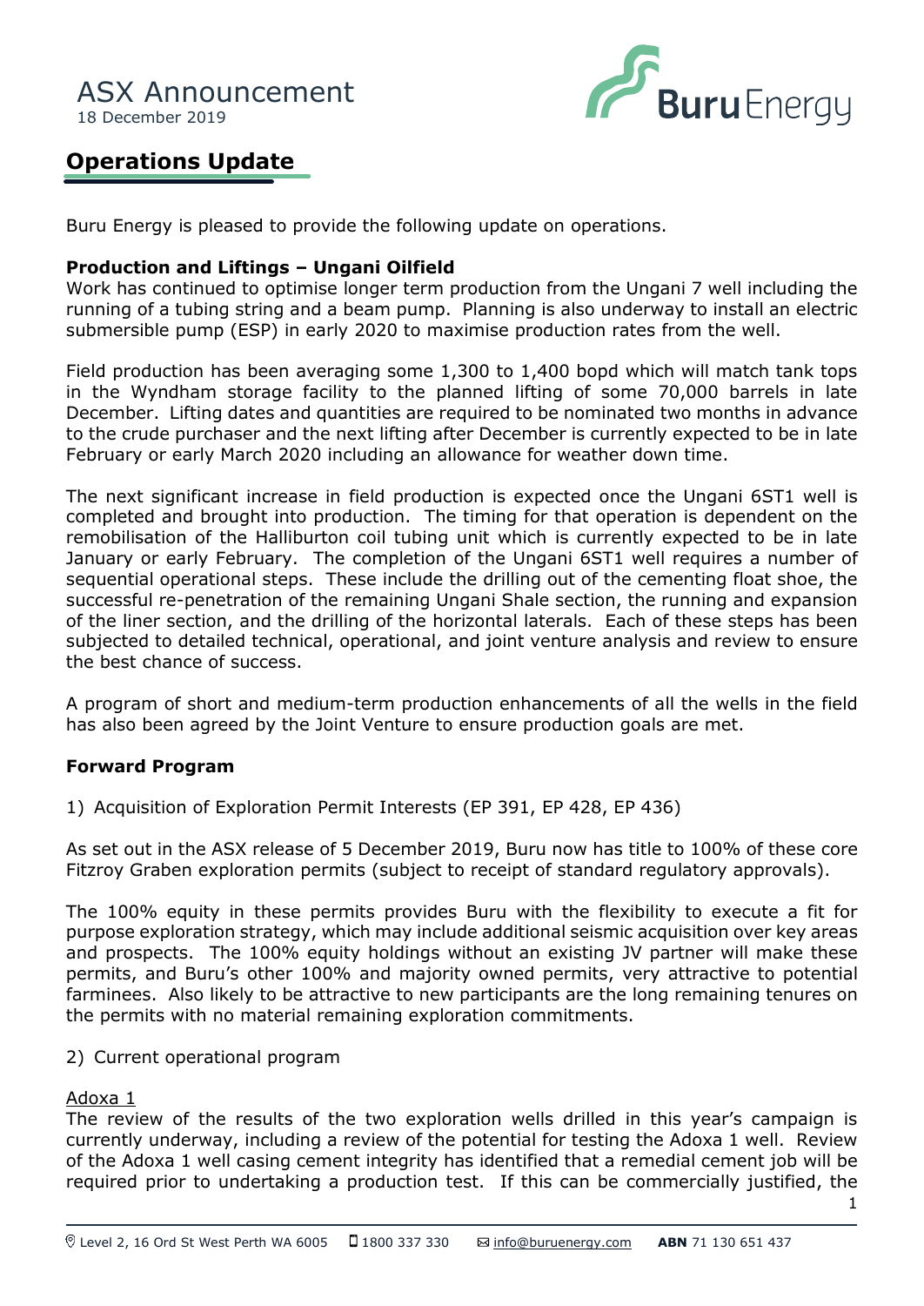# ASX Announcement

18 December 2019

## Operations Update

Buru Energy is pleased to provide the following update on operations.

**Production and Liftings – Ungani Oilfield**

Work has continued to optimise longer term production from the Ungani 7 well including the running of a tubing string and a beam pump. Planning is also underway to install an electric submersible pump (ESP) in early 2020 to maximise production rates from the well.

Field production has been averaging some 1,300 to 1,400 bopd which will match tank tops in the Wyndham storage facility to the planned lifting of some 70,000 barrels in late December. Lifting dates and quantities are required to be nominated two months in advance to the crude purchaser and the next lifting after December is currently expected to be in late February or early March 2020 including an allowance for weather down time.

The next significant increase in field production is expected once the Ungani 6ST1 well is completed and brought into production. The timing for that operation is dependent on the remobilisation of the Halliburton coil tubing unit which is currently expected to be in late January or early February. The completion of the Ungani 6ST1 well requires a number of sequential operational steps. These include the drilling out of the cementing float shoe, the successful re-penetration of the remaining Ungani Shale section, the running and expansion of the liner section, and the drilling of the horizontal laterals. Each of these steps has been subjected to detailed technical, operational, and joint venture analysis and review to ensure the best chance of success.

A program of short and medium-term production enhancements of all the wells in the field has also been agreed by the Joint Venture to ensure production goals are met.

**Forward Program**

1) Acquisition of Exploration Permit Interests (EP 391, EP 428, EP 436)

As set out in the ASX release of 5 December 2019, Buru now has title to 100% of these core Fitzroy Graben exploration permits (subject to receipt of standard regulatory approvals).

The 100% equity in these permits provides Buru with the flexibility to execute a fit for purpose exploration strategy, which may include additional seismic acquisition over key areas and prospects. The 100% equity holdings without an existing JV partner will make these permits, and Buru's other 100% and majority owned permits, very attractive to potential farminees. Also likely to be attractive to new participants are the long remaining tenures on the permits with no material remaining exploration commitments.

2) Current operational program

Adoxa 1

The review of the results of the two exploration wells drilled in this year's campaign is currently underway, including a review of the potential for testing the Adoxa 1 well. Review of the Adoxa 1 well casing cement integrity has identified that a remedial cement job will be required prior to undertaking a production test. If this can be commercially justified, the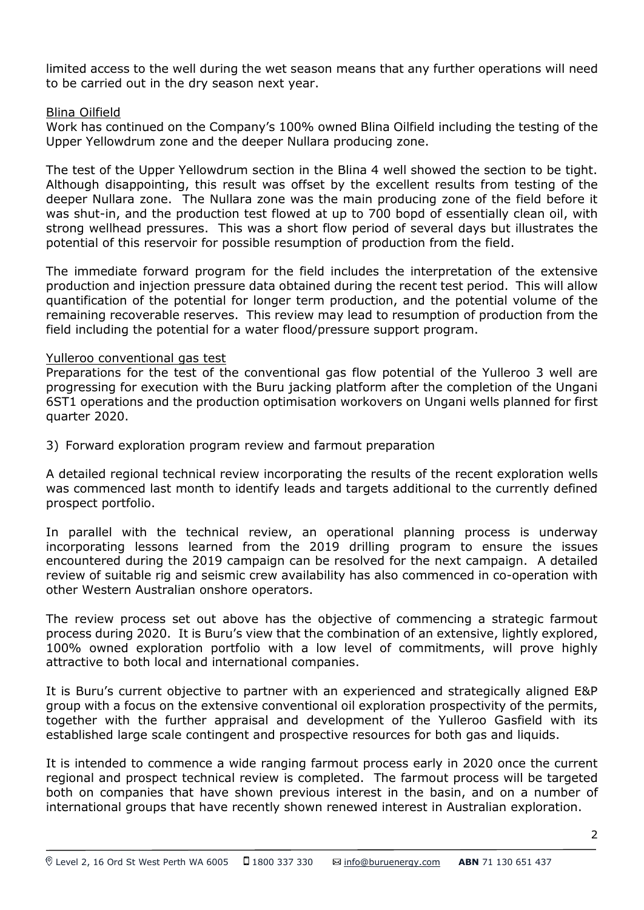limited access to the well during the wet season means that any further operations will need to be carried out in the dry season next year.

### Blina Oilfield

Work has continued on the Company's 100% owned Blina Oilfield including the testing of the Upper Yellowdrum zone and the deeper Nullara producing zone.

The test of the Upper Yellowdrum section in the Blina 4 well showed the section to be tight. Although disappointing, this result was offset by the excellent results from testing of the deeper Nullara zone. The Nullara zone was the main producing zone of the field before it was shut-in, and the production test flowed at up to 700 bopd of essentially clean oil, with strong wellhead pressures. This was a short flow period of several days but illustrates the potential of this reservoir for possible resumption of production from the field.

The immediate forward program for the field includes the interpretation of the extensive production and injection pressure data obtained during the recent test period. This will allow quantification of the potential for longer term production, and the potential volume of the remaining recoverable reserves. This review may lead to resumption of production from the field including the potential for a water flood/pressure support program.

### Yulleroo conventional gas test

Preparations for the test of the conventional gas flow potential of the Yulleroo 3 well are progressing for execution with the Buru jacking platform after the completion of the Ungani 6ST1 operations and the production optimisation workovers on Ungani wells planned for first quarter 2020.

3) Forward exploration program review and farmout preparation

A detailed regional technical review incorporating the results of the recent exploration wells was commenced last month to identify leads and targets additional to the currently defined prospect portfolio.

In parallel with the technical review, an operational planning process is underway incorporating lessons learned from the 2019 drilling program to ensure the issues encountered during the 2019 campaign can be resolved for the next campaign. A detailed review of suitable rig and seismic crew availability has also commenced in co-operation with other Western Australian onshore operators.

The review process set out above has the objective of commencing a strategic farmout process during 2020. It is Buru's view that the combination of an extensive, lightly explored, 100% owned exploration portfolio with a low level of commitments, will prove highly attractive to both local and international companies.

It is Buru's current objective to partner with an experienced and strategically aligned E&P group with a focus on the extensive conventional oil exploration prospectivity of the permits, together with the further appraisal and development of the Yulleroo Gasfield with its established large scale contingent and prospective resources for both gas and liquids.

It is intended to commence a wide ranging farmout process early in 2020 once the current regional and prospect technical review is completed. The farmout process will be targeted both on companies that have shown previous interest in the basin, and on a number of international groups that have recently shown renewed interest in Australian exploration.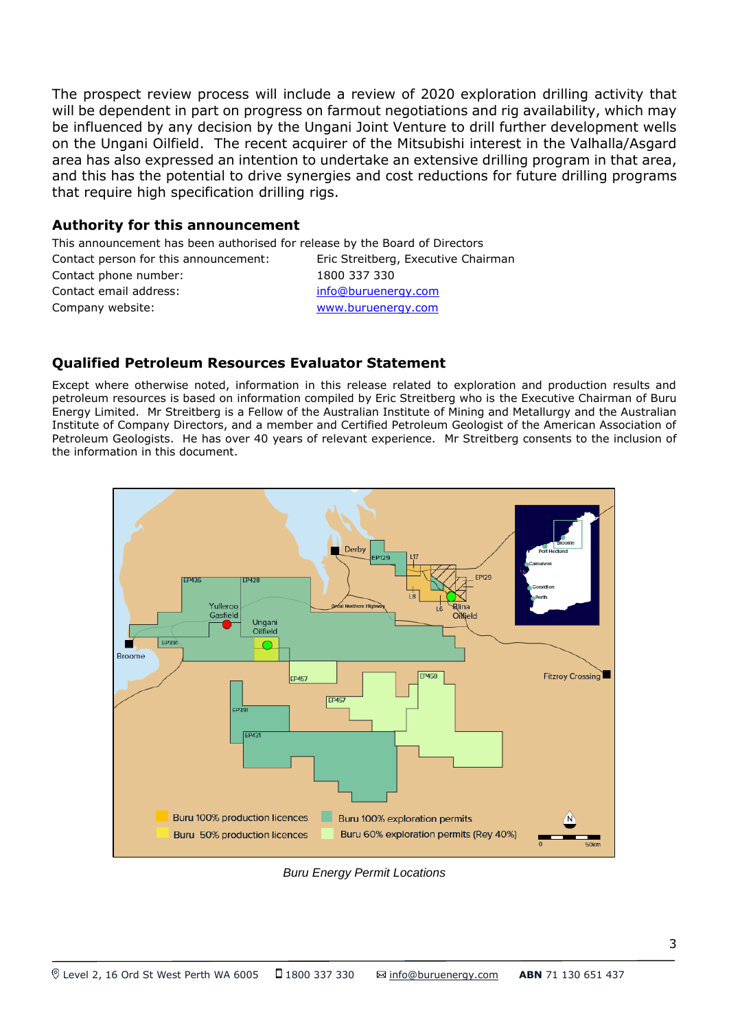The prospect review process will include a review of 2020 exploration drilling activity that will be dependent in part on progress on farmout negotiations and rig availability, which may be influenced by any decision by the Ungani Joint Venture to drill further development wells on the Ungani Oilfield. The recent acquirer of the Mitsubishi interest in the Valhalla/Asgard area has also expressed an intention to undertake an extensive drilling program in that area, and this has the potential to drive synergies and cost reductions for future drilling programs that require high specification drilling rigs.

### Authority for this announcement

This announcement has been authorised for release by the Board of Directors

| | |
|---|---|
| Contact person for this announcement: | Eric Streitberg, Executive Chairman |
| Contact phone number: | 1800 337 330 |
| Contact email address: | info@buruenergy.com |
| Company website: | www.buruenergy.com |

### Qualified Petroleum Resources Evaluator Statement

Except where otherwise noted, information in this release related to exploration and production results and petroleum resources is based on information compiled by Eric Streitberg who is the Executive Chairman of Buru Energy Limited. Mr Streitberg is a Fellow of the Australian Institute of Mining and Metallurgy and the Australian Institute of Company Directors, and a member and Certified Petroleum Geologist of the American Association of Petroleum Geologists. He has over 40 years of relevant experience. Mr Streitberg consents to the inclusion of the information in this document.

Derby
EP129
L17
EP129
EP436
EP428
L8
L6
Blina Oilfield
Great Northern Highway
Yulleroo Gasfield
Ungani Oilfield
Broome
EP391
EP457
EP458
EP457
EP391
EP431
Fitzroy Crossing
Broome
Port Hedland
Carnarvon
Geraldton
Perth
Buru 100% production licences
Buru 50% production licences
Buru 100% exploration permits
Buru 60% exploration permits (Rey 40%)
N
0
50km

*Buru Energy Permit Locations*